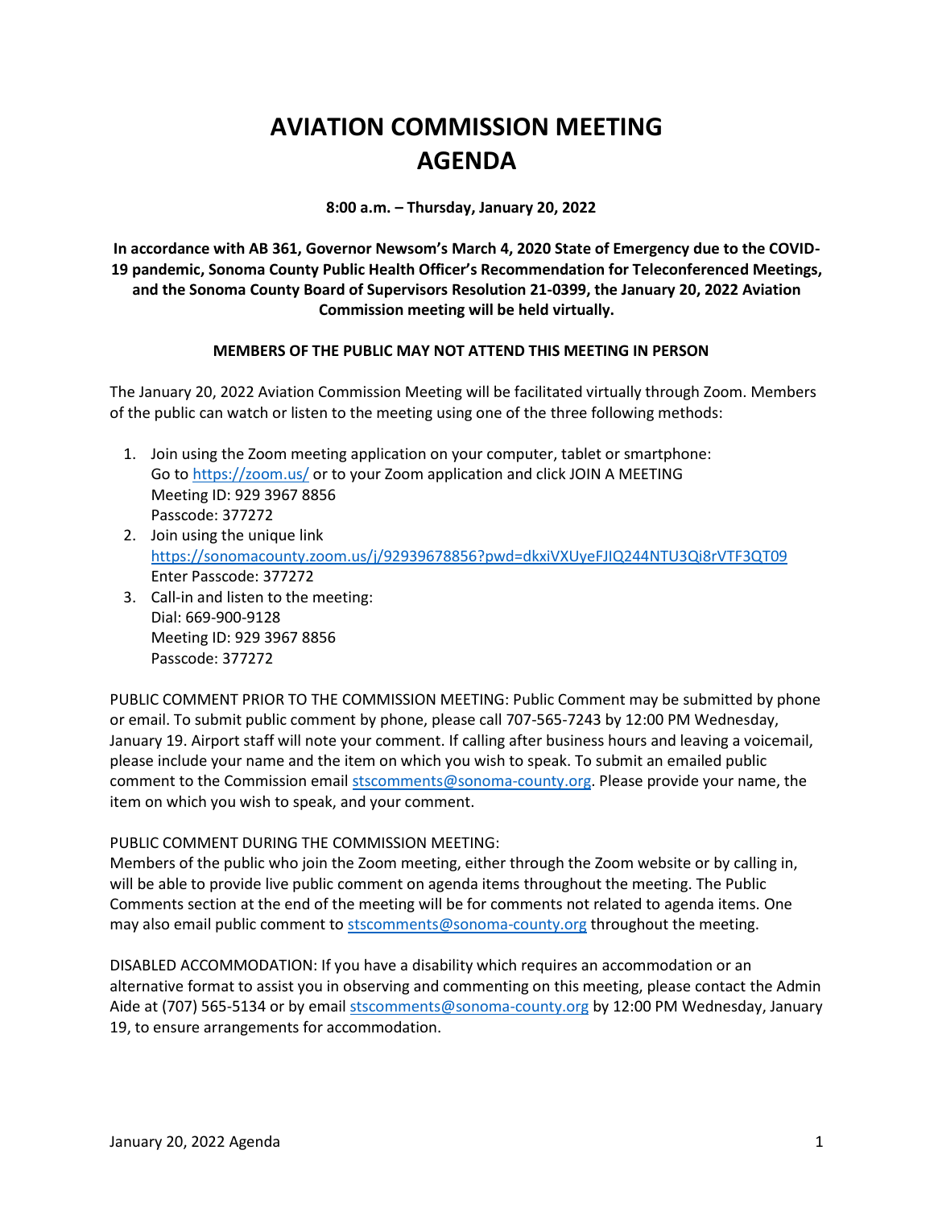# AVIATION COMMISSION MEETING AGENDA

**8:00 a.m. – Thursday, January 20, 2022**

**In accordance with AB 361, Governor Newsom's March 4, 2020 State of Emergency due to the COVID-19 pandemic, Sonoma County Public Health Officer's Recommendation for Teleconferenced Meetings, and the Sonoma County Board of Supervisors Resolution 21-0399, the January 20, 2022 Aviation Commission meeting will be held virtually.**

**MEMBERS OF THE PUBLIC MAY NOT ATTEND THIS MEETING IN PERSON**

The January 20, 2022 Aviation Commission Meeting will be facilitated virtually through Zoom. Members of the public can watch or listen to the meeting using one of the three following methods:

1. Join using the Zoom meeting application on your computer, tablet or smartphone:
   Go to https://zoom.us/ or to your Zoom application and click JOIN A MEETING
   Meeting ID: 929 3967 8856
   Passcode: 377272
2. Join using the unique link
   https://sonomacounty.zoom.us/j/92939678856?pwd=dkxiVXUyeFJIQ244NTU3Qi8rVTF3QT09
   Enter Passcode: 377272
3. Call-in and listen to the meeting:
   Dial: 669-900-9128
   Meeting ID: 929 3967 8856
   Passcode: 377272

PUBLIC COMMENT PRIOR TO THE COMMISSION MEETING: Public Comment may be submitted by phone or email. To submit public comment by phone, please call 707-565-7243 by 12:00 PM Wednesday, January 19. Airport staff will note your comment. If calling after business hours and leaving a voicemail, please include your name and the item on which you wish to speak. To submit an emailed public comment to the Commission email stscomments@sonoma-county.org. Please provide your name, the item on which you wish to speak, and your comment.

PUBLIC COMMENT DURING THE COMMISSION MEETING:
Members of the public who join the Zoom meeting, either through the Zoom website or by calling in, will be able to provide live public comment on agenda items throughout the meeting. The Public Comments section at the end of the meeting will be for comments not related to agenda items. One may also email public comment to stscomments@sonoma-county.org throughout the meeting.

DISABLED ACCOMMODATION: If you have a disability which requires an accommodation or an alternative format to assist you in observing and commenting on this meeting, please contact the Admin Aide at (707) 565-5134 or by email stscomments@sonoma-county.org by 12:00 PM Wednesday, January 19, to ensure arrangements for accommodation.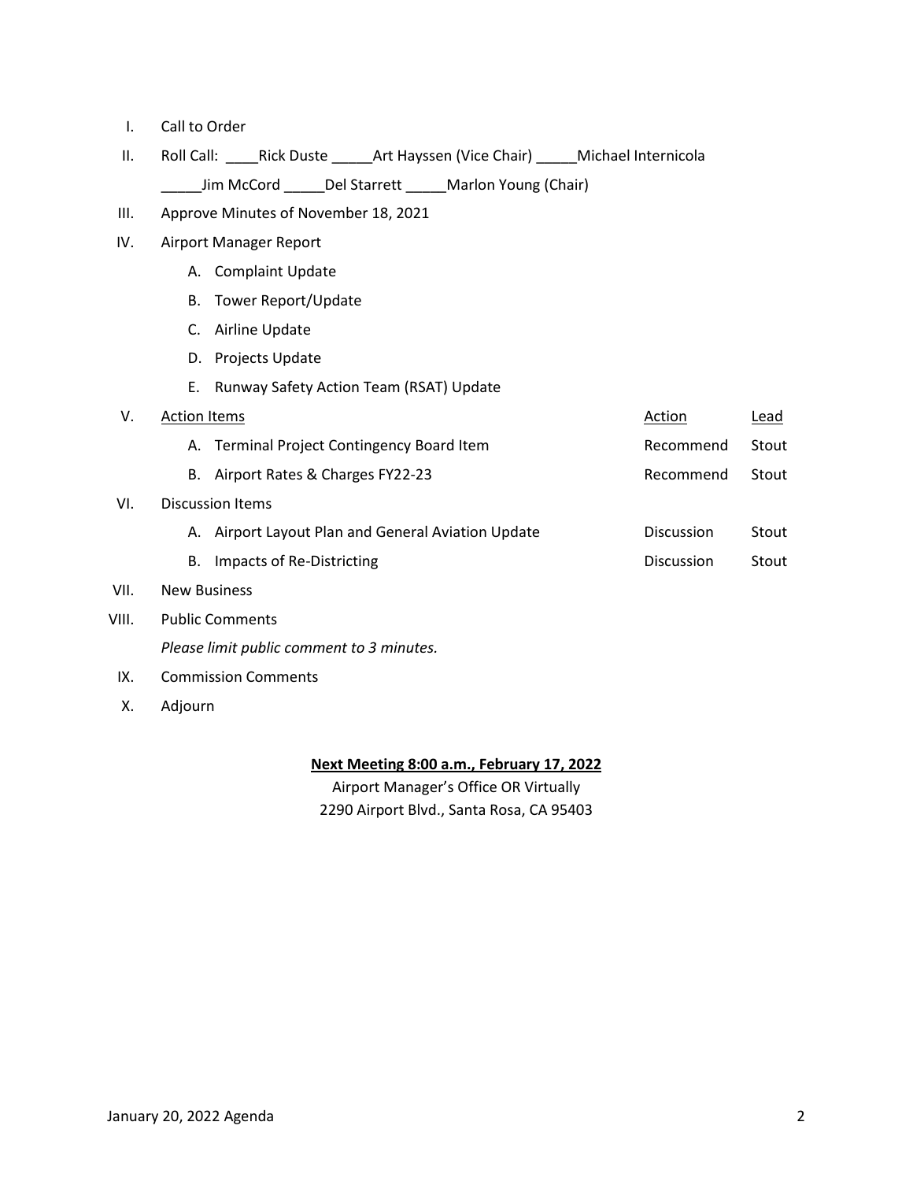I. Call to Order

II. Roll Call: ____Rick Duste _____Art Hayssen (Vice Chair) _____Michael Internicola
_____Jim McCord _____Del Starrett _____Marlon Young (Chair)

III. Approve Minutes of November 18, 2021

IV. Airport Manager Report

   A. Complaint Update
   B. Tower Report/Update
   C. Airline Update
   D. Projects Update
   E. Runway Safety Action Team (RSAT) Update

| V. Action Items | Action | Lead |
|---|---|---|
| A. Terminal Project Contingency Board Item | Recommend | Stout |
| B. Airport Rates & Charges FY22-23 | Recommend | Stout |

| VI. Discussion Items | | |
|---|---|---|
| A. Airport Layout Plan and General Aviation Update | Discussion | Stout |
| B. Impacts of Re-Districting | Discussion | Stout |

VII. New Business

VIII. Public Comments

*Please limit public comment to 3 minutes.*

IX. Commission Comments

X. Adjourn

**Next Meeting 8:00 a.m., February 17, 2022**

Airport Manager's Office OR Virtually
2290 Airport Blvd., Santa Rosa, CA 95403